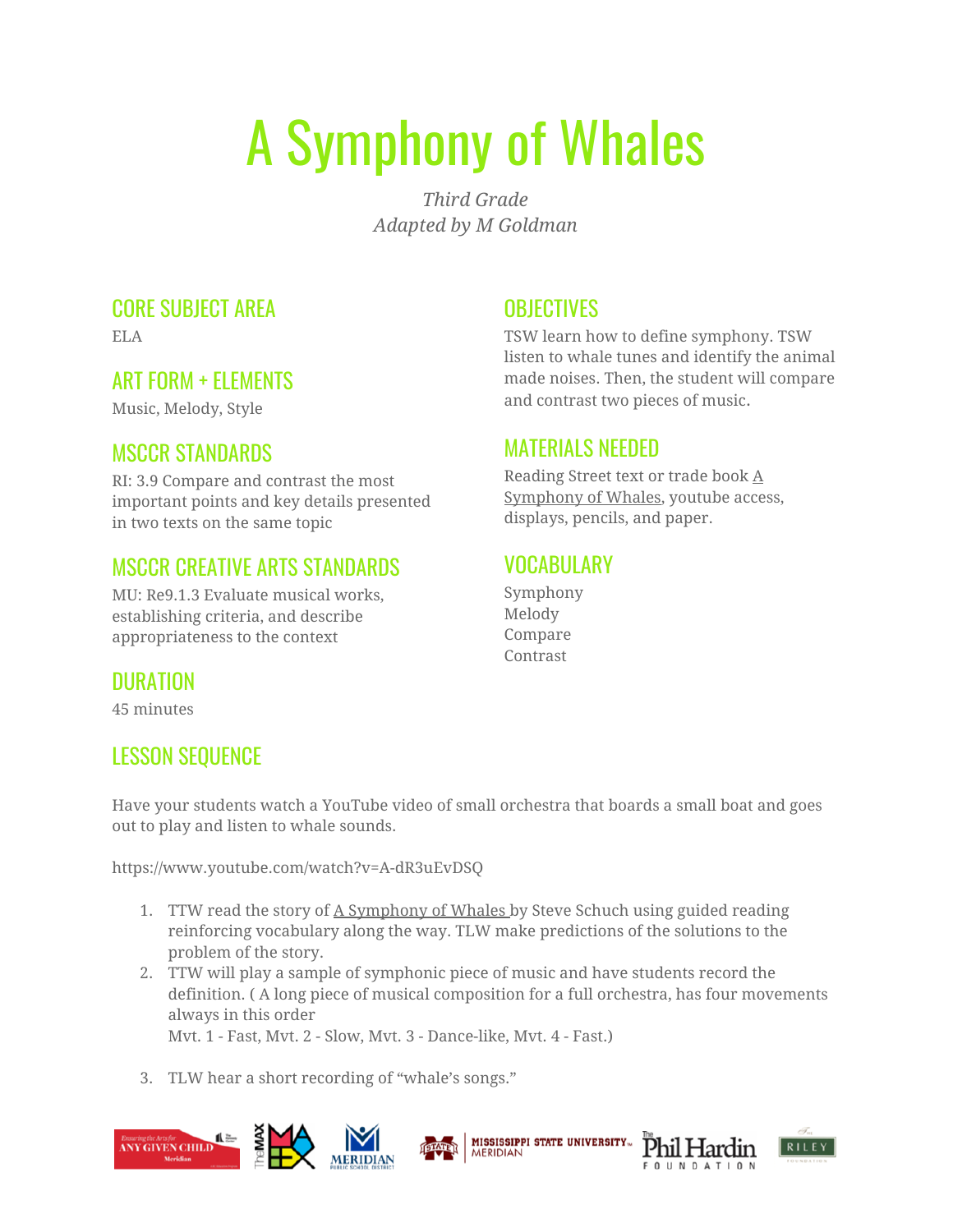# A Symphony of Whales

*Third Grade*
*Adapted by M Goldman*

## CORE SUBJECT AREA

ELA

## ART FORM + ELEMENTS

Music, Melody, Style

## MSCCR STANDARDS

RI: 3.9 Compare and contrast the most important points and key details presented in two texts on the same topic

## MSCCR CREATIVE ARTS STANDARDS

MU: Re9.1.3 Evaluate musical works, establishing criteria, and describe appropriateness to the context

## DURATION

45 minutes

## OBJECTIVES

TSW learn how to define symphony. TSW listen to whale tunes and identify the animal made noises. Then, the student will compare and contrast two pieces of music.

## MATERIALS NEEDED

Reading Street text or trade book A Symphony of Whales, youtube access, displays, pencils, and paper.

## VOCABULARY

Symphony
Melody
Compare
Contrast

## LESSON SEQUENCE

Have your students watch a YouTube video of small orchestra that boards a small boat and goes out to play and listen to whale sounds.

https://www.youtube.com/watch?v=A-dR3uEvDSQ

1. TTW read the story of A Symphony of Whales by Steve Schuch using guided reading reinforcing vocabulary along the way. TLW make predictions of the solutions to the problem of the story.
2. TTW will play a sample of symphonic piece of music and have students record the definition. ( A long piece of musical composition for a full orchestra, has four movements always in this order
   Mvt. 1 - Fast, Mvt. 2 - Slow, Mvt. 3 - Dance-like, Mvt. 4 - Fast.)
3. TLW hear a short recording of "whale's songs."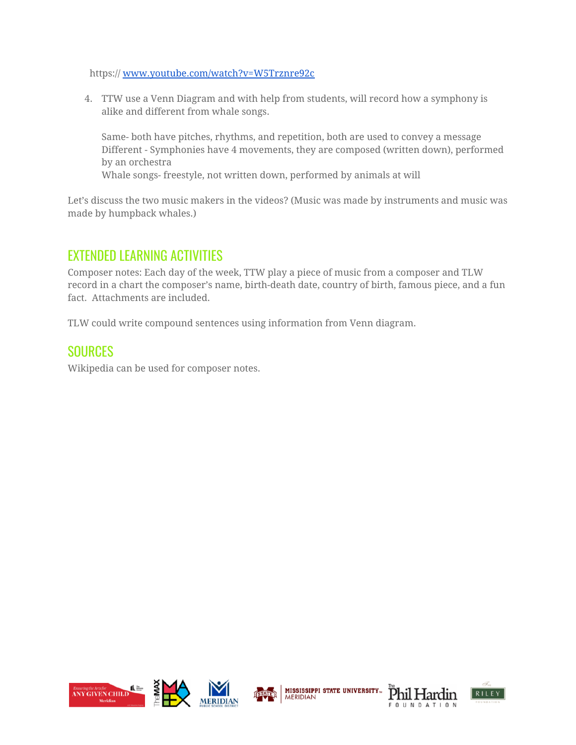https:// www.youtube.com/watch?v=W5Trznre92c

4. TTW use a Venn Diagram and with help from students, will record how a symphony is alike and different from whale songs.

   Same- both have pitches, rhythms, and repetition, both are used to convey a message
   Different - Symphonies have 4 movements, they are composed (written down), performed by an orchestra
   Whale songs- freestyle, not written down, performed by animals at will

Let's discuss the two music makers in the videos? (Music was made by instruments and music was made by humpback whales.)

## EXTENDED LEARNING ACTIVITIES

Composer notes: Each day of the week, TTW play a piece of music from a composer and TLW record in a chart the composer's name, birth-death date, country of birth, famous piece, and a fun fact. Attachments are included.

TLW could write compound sentences using information from Venn diagram.

## SOURCES

Wikipedia can be used for composer notes.